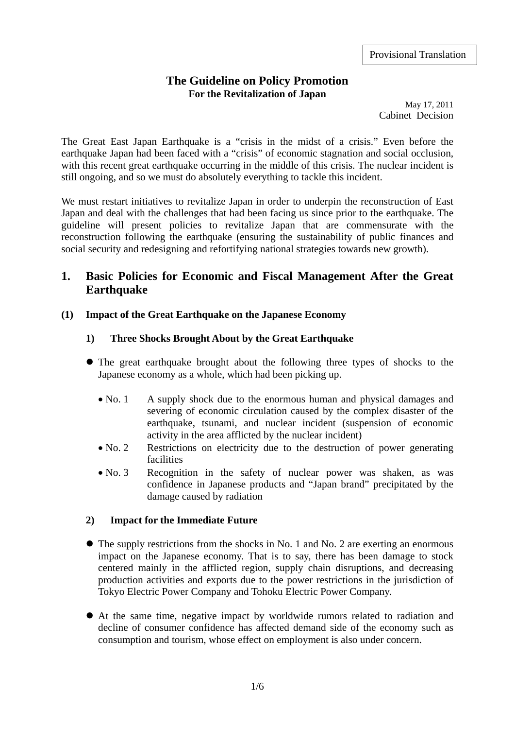Provisional Translation

# The Guideline on Policy Promotion
## For the Revitalization of Japan

May 17, 2011
Cabinet Decision

The Great East Japan Earthquake is a “crisis in the midst of a crisis.” Even before the earthquake Japan had been faced with a “crisis” of economic stagnation and social occlusion, with this recent great earthquake occurring in the middle of this crisis. The nuclear incident is still ongoing, and so we must do absolutely everything to tackle this incident.

We must restart initiatives to revitalize Japan in order to underpin the reconstruction of East Japan and deal with the challenges that had been facing us since prior to the earthquake. The guideline will present policies to revitalize Japan that are commensurate with the reconstruction following the earthquake (ensuring the sustainability of public finances and social security and redesigning and refortifying national strategies towards new growth).

## 1. Basic Policies for Economic and Fiscal Management After the Great Earthquake

### (1) Impact of the Great Earthquake on the Japanese Economy

#### 1) Three Shocks Brought About by the Great Earthquake

- The great earthquake brought about the following three types of shocks to the Japanese economy as a whole, which had been picking up.
  - No. 1 A supply shock due to the enormous human and physical damages and severing of economic circulation caused by the complex disaster of the earthquake, tsunami, and nuclear incident (suspension of economic activity in the area afflicted by the nuclear incident)
  - No. 2 Restrictions on electricity due to the destruction of power generating facilities
  - No. 3 Recognition in the safety of nuclear power was shaken, as was confidence in Japanese products and “Japan brand” precipitated by the damage caused by radiation

#### 2) Impact for the Immediate Future

- The supply restrictions from the shocks in No. 1 and No. 2 are exerting an enormous impact on the Japanese economy. That is to say, there has been damage to stock centered mainly in the afflicted region, supply chain disruptions, and decreasing production activities and exports due to the power restrictions in the jurisdiction of Tokyo Electric Power Company and Tohoku Electric Power Company.

- At the same time, negative impact by worldwide rumors related to radiation and decline of consumer confidence has affected demand side of the economy such as consumption and tourism, whose effect on employment is also under concern.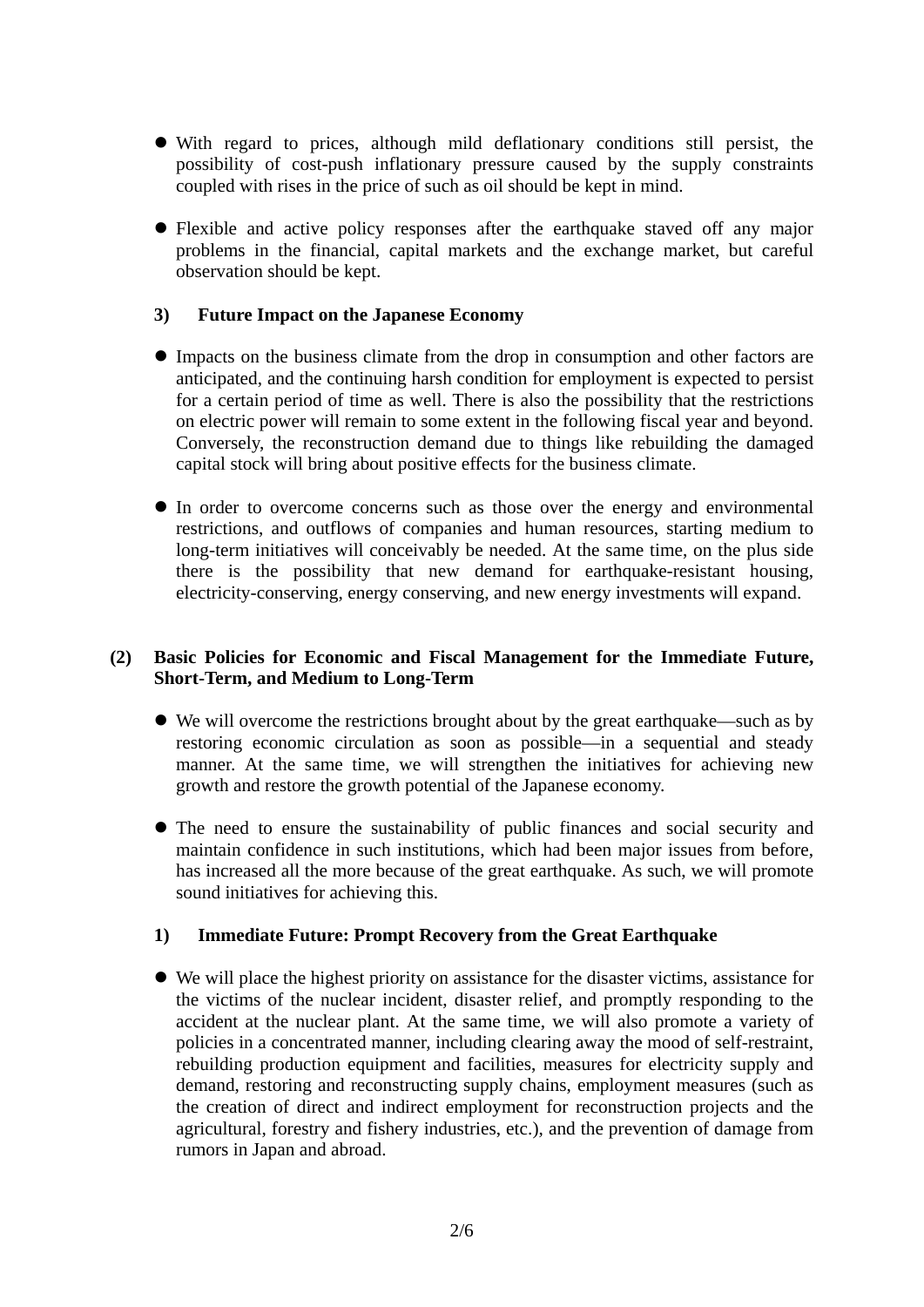- With regard to prices, although mild deflationary conditions still persist, the possibility of cost-push inflationary pressure caused by the supply constraints coupled with rises in the price of such as oil should be kept in mind.

- Flexible and active policy responses after the earthquake staved off any major problems in the financial, capital markets and the exchange market, but careful observation should be kept.

### 3) Future Impact on the Japanese Economy

- Impacts on the business climate from the drop in consumption and other factors are anticipated, and the continuing harsh condition for employment is expected to persist for a certain period of time as well. There is also the possibility that the restrictions on electric power will remain to some extent in the following fiscal year and beyond. Conversely, the reconstruction demand due to things like rebuilding the damaged capital stock will bring about positive effects for the business climate.

- In order to overcome concerns such as those over the energy and environmental restrictions, and outflows of companies and human resources, starting medium to long-term initiatives will conceivably be needed. At the same time, on the plus side there is the possibility that new demand for earthquake-resistant housing, electricity-conserving, energy conserving, and new energy investments will expand.

## (2) Basic Policies for Economic and Fiscal Management for the Immediate Future, Short-Term, and Medium to Long-Term

- We will overcome the restrictions brought about by the great earthquake—such as by restoring economic circulation as soon as possible—in a sequential and steady manner. At the same time, we will strengthen the initiatives for achieving new growth and restore the growth potential of the Japanese economy.

- The need to ensure the sustainability of public finances and social security and maintain confidence in such institutions, which had been major issues from before, has increased all the more because of the great earthquake. As such, we will promote sound initiatives for achieving this.

### 1) Immediate Future: Prompt Recovery from the Great Earthquake

- We will place the highest priority on assistance for the disaster victims, assistance for the victims of the nuclear incident, disaster relief, and promptly responding to the accident at the nuclear plant. At the same time, we will also promote a variety of policies in a concentrated manner, including clearing away the mood of self-restraint, rebuilding production equipment and facilities, measures for electricity supply and demand, restoring and reconstructing supply chains, employment measures (such as the creation of direct and indirect employment for reconstruction projects and the agricultural, forestry and fishery industries, etc.), and the prevention of damage from rumors in Japan and abroad.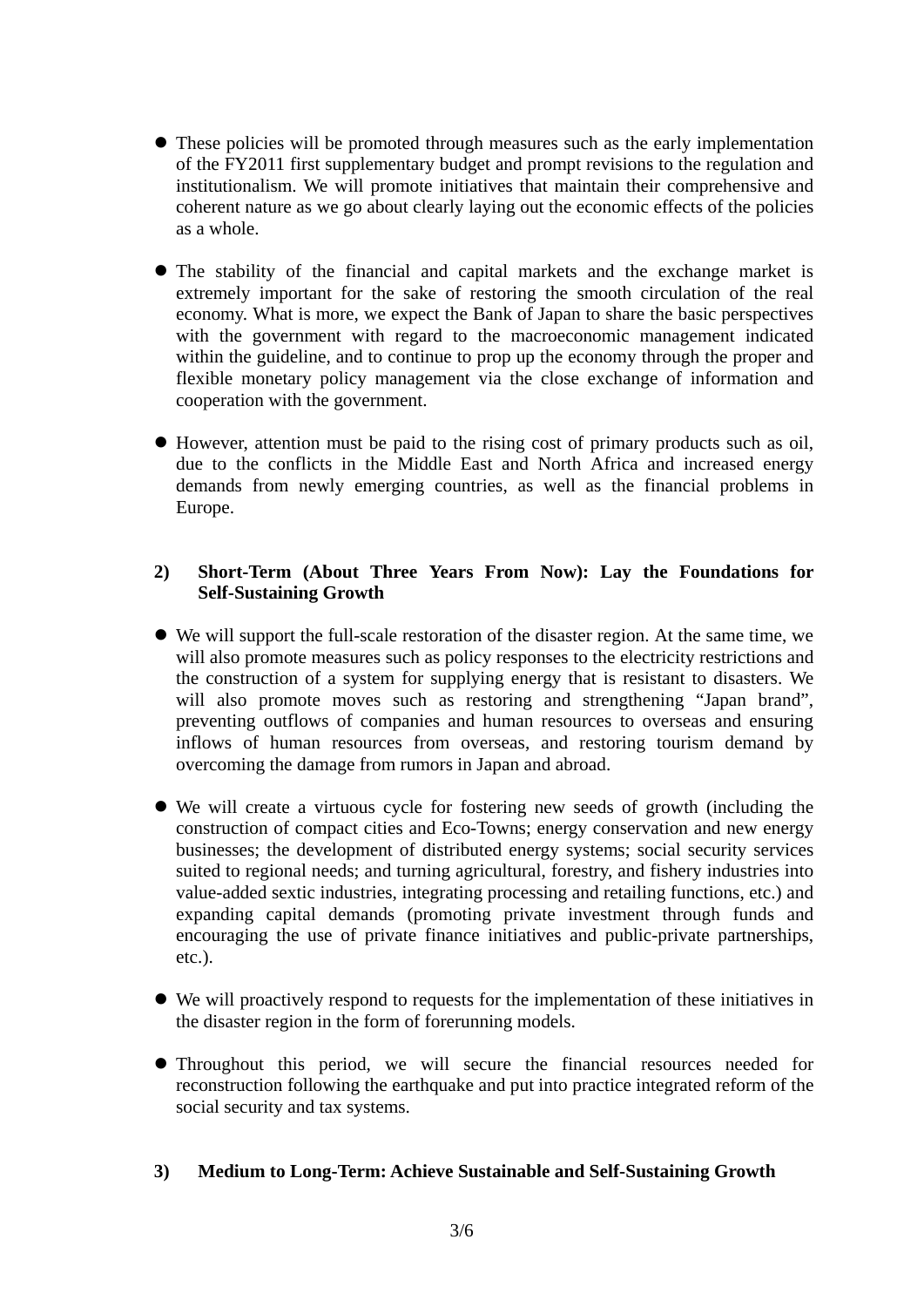- These policies will be promoted through measures such as the early implementation of the FY2011 first supplementary budget and prompt revisions to the regulation and institutionalism. We will promote initiatives that maintain their comprehensive and coherent nature as we go about clearly laying out the economic effects of the policies as a whole.

- The stability of the financial and capital markets and the exchange market is extremely important for the sake of restoring the smooth circulation of the real economy. What is more, we expect the Bank of Japan to share the basic perspectives with the government with regard to the macroeconomic management indicated within the guideline, and to continue to prop up the economy through the proper and flexible monetary policy management via the close exchange of information and cooperation with the government.

- However, attention must be paid to the rising cost of primary products such as oil, due to the conflicts in the Middle East and North Africa and increased energy demands from newly emerging countries, as well as the financial problems in Europe.

**2) Short-Term (About Three Years From Now): Lay the Foundations for Self-Sustaining Growth**

- We will support the full-scale restoration of the disaster region. At the same time, we will also promote measures such as policy responses to the electricity restrictions and the construction of a system for supplying energy that is resistant to disasters. We will also promote moves such as restoring and strengthening “Japan brand”, preventing outflows of companies and human resources to overseas and ensuring inflows of human resources from overseas, and restoring tourism demand by overcoming the damage from rumors in Japan and abroad.

- We will create a virtuous cycle for fostering new seeds of growth (including the construction of compact cities and Eco-Towns; energy conservation and new energy businesses; the development of distributed energy systems; social security services suited to regional needs; and turning agricultural, forestry, and fishery industries into value-added sextic industries, integrating processing and retailing functions, etc.) and expanding capital demands (promoting private investment through funds and encouraging the use of private finance initiatives and public-private partnerships, etc.).

- We will proactively respond to requests for the implementation of these initiatives in the disaster region in the form of forerunning models.

- Throughout this period, we will secure the financial resources needed for reconstruction following the earthquake and put into practice integrated reform of the social security and tax systems.

**3) Medium to Long-Term: Achieve Sustainable and Self-Sustaining Growth**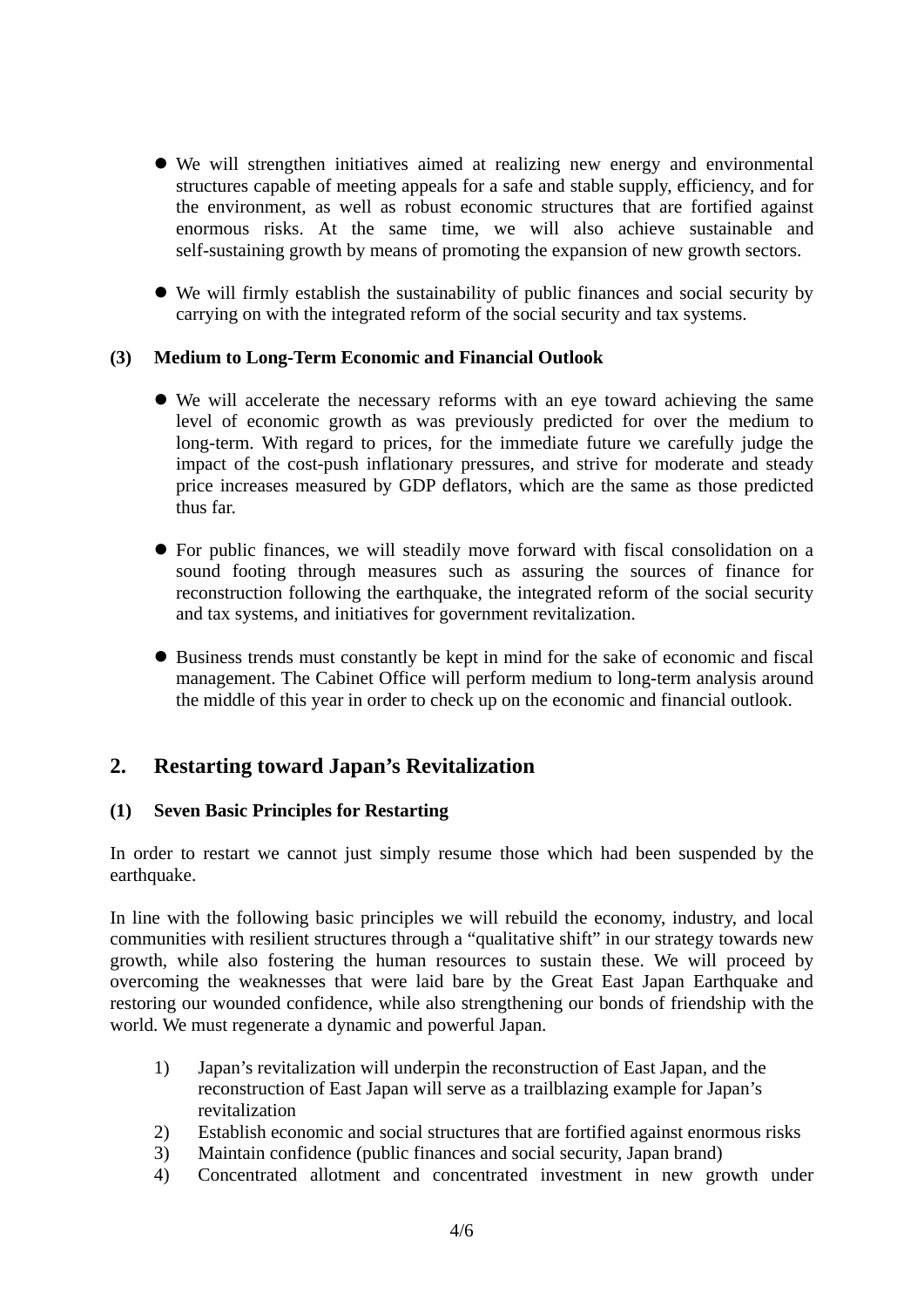- We will strengthen initiatives aimed at realizing new energy and environmental structures capable of meeting appeals for a safe and stable supply, efficiency, and for the environment, as well as robust economic structures that are fortified against enormous risks. At the same time, we will also achieve sustainable and self-sustaining growth by means of promoting the expansion of new growth sectors.

- We will firmly establish the sustainability of public finances and social security by carrying on with the integrated reform of the social security and tax systems.

### (3) Medium to Long-Term Economic and Financial Outlook

- We will accelerate the necessary reforms with an eye toward achieving the same level of economic growth as was previously predicted for over the medium to long-term. With regard to prices, for the immediate future we carefully judge the impact of the cost-push inflationary pressures, and strive for moderate and steady price increases measured by GDP deflators, which are the same as those predicted thus far.

- For public finances, we will steadily move forward with fiscal consolidation on a sound footing through measures such as assuring the sources of finance for reconstruction following the earthquake, the integrated reform of the social security and tax systems, and initiatives for government revitalization.

- Business trends must constantly be kept in mind for the sake of economic and fiscal management. The Cabinet Office will perform medium to long-term analysis around the middle of this year in order to check up on the economic and financial outlook.

## 2. Restarting toward Japan's Revitalization

### (1) Seven Basic Principles for Restarting

In order to restart we cannot just simply resume those which had been suspended by the earthquake.

In line with the following basic principles we will rebuild the economy, industry, and local communities with resilient structures through a "qualitative shift" in our strategy towards new growth, while also fostering the human resources to sustain these. We will proceed by overcoming the weaknesses that were laid bare by the Great East Japan Earthquake and restoring our wounded confidence, while also strengthening our bonds of friendship with the world. We must regenerate a dynamic and powerful Japan.

1) Japan's revitalization will underpin the reconstruction of East Japan, and the reconstruction of East Japan will serve as a trailblazing example for Japan's revitalization
2) Establish economic and social structures that are fortified against enormous risks
3) Maintain confidence (public finances and social security, Japan brand)
4) Concentrated allotment and concentrated investment in new growth under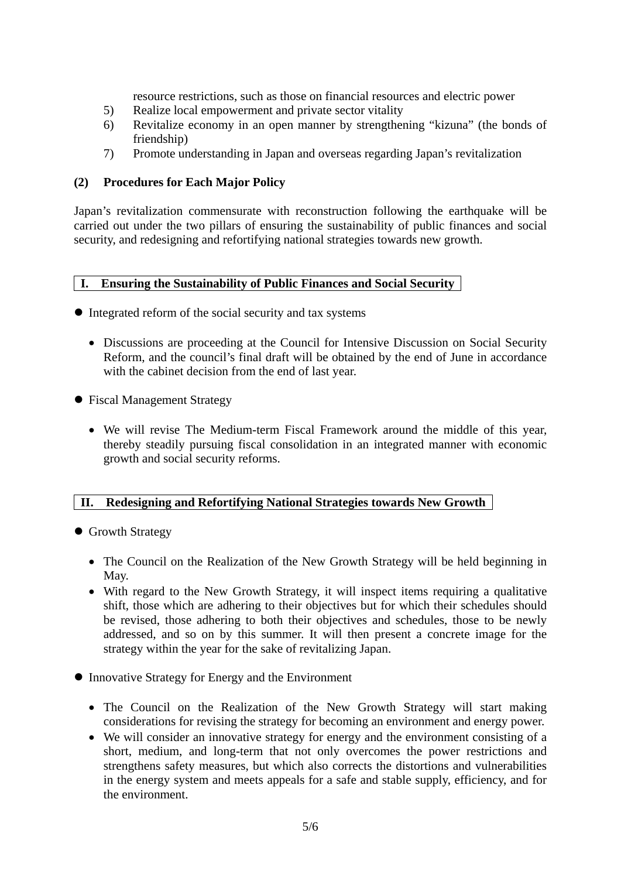resource restrictions, such as those on financial resources and electric power

5) Realize local empowerment and private sector vitality
6) Revitalize economy in an open manner by strengthening “kizuna” (the bonds of friendship)
7) Promote understanding in Japan and overseas regarding Japan’s revitalization

### (2) Procedures for Each Major Policy

Japan’s revitalization commensurate with reconstruction following the earthquake will be carried out under the two pillars of ensuring the sustainability of public finances and social security, and redesigning and refortifying national strategies towards new growth.

#### I. Ensuring the Sustainability of Public Finances and Social Security

- Integrated reform of the social security and tax systems
  - Discussions are proceeding at the Council for Intensive Discussion on Social Security Reform, and the council’s final draft will be obtained by the end of June in accordance with the cabinet decision from the end of last year.

- Fiscal Management Strategy
  - We will revise The Medium-term Fiscal Framework around the middle of this year, thereby steadily pursuing fiscal consolidation in an integrated manner with economic growth and social security reforms.

#### II. Redesigning and Refortifying National Strategies towards New Growth

- Growth Strategy
  - The Council on the Realization of the New Growth Strategy will be held beginning in May.
  - With regard to the New Growth Strategy, it will inspect items requiring a qualitative shift, those which are adhering to their objectives but for which their schedules should be revised, those adhering to both their objectives and schedules, those to be newly addressed, and so on by this summer. It will then present a concrete image for the strategy within the year for the sake of revitalizing Japan.

- Innovative Strategy for Energy and the Environment
  - The Council on the Realization of the New Growth Strategy will start making considerations for revising the strategy for becoming an environment and energy power.
  - We will consider an innovative strategy for energy and the environment consisting of a short, medium, and long-term that not only overcomes the power restrictions and strengthens safety measures, but which also corrects the distortions and vulnerabilities in the energy system and meets appeals for a safe and stable supply, efficiency, and for the environment.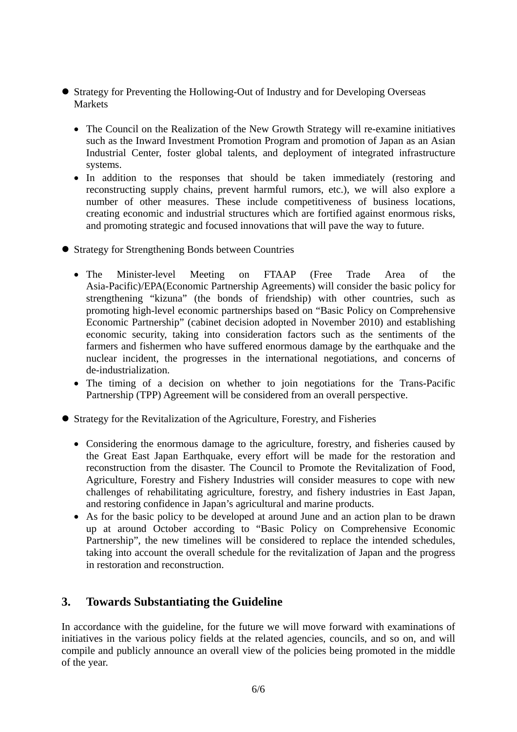- Strategy for Preventing the Hollowing-Out of Industry and for Developing Overseas Markets

  - The Council on the Realization of the New Growth Strategy will re-examine initiatives such as the Inward Investment Promotion Program and promotion of Japan as an Asian Industrial Center, foster global talents, and deployment of integrated infrastructure systems.
  - In addition to the responses that should be taken immediately (restoring and reconstructing supply chains, prevent harmful rumors, etc.), we will also explore a number of other measures. These include competitiveness of business locations, creating economic and industrial structures which are fortified against enormous risks, and promoting strategic and focused innovations that will pave the way to future.

- Strategy for Strengthening Bonds between Countries

  - The Minister-level Meeting on FTAAP (Free Trade Area of the Asia-Pacific)/EPA(Economic Partnership Agreements) will consider the basic policy for strengthening "kizuna" (the bonds of friendship) with other countries, such as promoting high-level economic partnerships based on "Basic Policy on Comprehensive Economic Partnership" (cabinet decision adopted in November 2010) and establishing economic security, taking into consideration factors such as the sentiments of the farmers and fishermen who have suffered enormous damage by the earthquake and the nuclear incident, the progresses in the international negotiations, and concerns of de-industrialization.
  - The timing of a decision on whether to join negotiations for the Trans-Pacific Partnership (TPP) Agreement will be considered from an overall perspective.

- Strategy for the Revitalization of the Agriculture, Forestry, and Fisheries

  - Considering the enormous damage to the agriculture, forestry, and fisheries caused by the Great East Japan Earthquake, every effort will be made for the restoration and reconstruction from the disaster. The Council to Promote the Revitalization of Food, Agriculture, Forestry and Fishery Industries will consider measures to cope with new challenges of rehabilitating agriculture, forestry, and fishery industries in East Japan, and restoring confidence in Japan's agricultural and marine products.
  - As for the basic policy to be developed at around June and an action plan to be drawn up at around October according to "Basic Policy on Comprehensive Economic Partnership", the new timelines will be considered to replace the intended schedules, taking into account the overall schedule for the revitalization of Japan and the progress in restoration and reconstruction.

## 3. Towards Substantiating the Guideline

In accordance with the guideline, for the future we will move forward with examinations of initiatives in the various policy fields at the related agencies, councils, and so on, and will compile and publicly announce an overall view of the policies being promoted in the middle of the year.